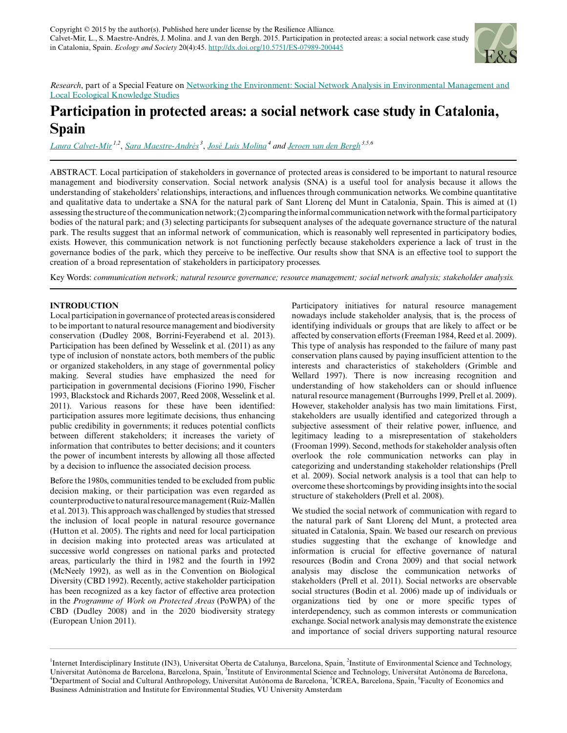Copyright © 2015 by the author(s). Published here under license by the Resilience Alliance.
Calvet-Mir, L., S. Maestre-Andrés, J. Molina. and J. van den Bergh. 2015. Participation in protected areas: a social network case study in Catalonia, Spain. *Ecology and Society* 20(4):45. http://dx.doi.org/10.5751/ES-07989-200445

*Research*, part of a Special Feature on Networking the Environment: Social Network Analysis in Environmental Management and Local Ecological Knowledge Studies

# Participation in protected areas: a social network case study in Catalonia, Spain

Laura Calvet-Mir [1,2], Sara Maestre-Andrés [3], José Luis Molina [4] and Jeroen van den Bergh [3,5,6]

ABSTRACT. Local participation of stakeholders in governance of protected areas is considered to be important to natural resource management and biodiversity conservation. Social network analysis (SNA) is a useful tool for analysis because it allows the understanding of stakeholders' relationships, interactions, and influences through communication networks. We combine quantitative and qualitative data to undertake a SNA for the natural park of Sant Llorenç del Munt in Catalonia, Spain. This is aimed at (1) assessing the structure of the communication network; (2) comparing the informal communication network with the formal participatory bodies of the natural park; and (3) selecting participants for subsequent analyses of the adequate governance structure of the natural park. The results suggest that an informal network of communication, which is reasonably well represented in participatory bodies, exists. However, this communication network is not functioning perfectly because stakeholders experience a lack of trust in the governance bodies of the park, which they perceive to be ineffective. Our results show that SNA is an effective tool to support the creation of a broad representation of stakeholders in participatory processes.

Key Words: *communication network; natural resource governance; resource management; social network analysis; stakeholder analysis.*

## INTRODUCTION

Local participation in governance of protected areas is considered to be important to natural resource management and biodiversity conservation (Dudley 2008, Borrini-Feyerabend et al. 2013). Participation has been defined by Wesselink et al. (2011) as any type of inclusion of nonstate actors, both members of the public or organized stakeholders, in any stage of governmental policy making. Several studies have emphasized the need for participation in governmental decisions (Fiorino 1990, Fischer 1993, Blackstock and Richards 2007, Reed 2008, Wesselink et al. 2011). Various reasons for these have been identified: participation assures more legitimate decisions, thus enhancing public credibility in governments; it reduces potential conflicts between different stakeholders; it increases the variety of information that contributes to better decisions; and it counters the power of incumbent interests by allowing all those affected by a decision to influence the associated decision process.

Before the 1980s, communities tended to be excluded from public decision making, or their participation was even regarded as counterproductive to natural resource management (Ruíz-Mallén et al. 2013). This approach was challenged by studies that stressed the inclusion of local people in natural resource governance (Hutton et al. 2005). The rights and need for local participation in decision making into protected areas was articulated at successive world congresses on national parks and protected areas, particularly the third in 1982 and the fourth in 1992 (McNeely 1992), as well as in the Convention on Biological Diversity (CBD 1992). Recently, active stakeholder participation has been recognized as a key factor of effective area protection in the *Programme of Work on Protected Areas* (PoWPA) of the CBD (Dudley 2008) and in the 2020 biodiversity strategy (European Union 2011).

Participatory initiatives for natural resource management nowadays include stakeholder analysis, that is, the process of identifying individuals or groups that are likely to affect or be affected by conservation efforts (Freeman 1984, Reed et al. 2009). This type of analysis has responded to the failure of many past conservation plans caused by paying insufficient attention to the interests and characteristics of stakeholders (Grimble and Wellard 1997). There is now increasing recognition and understanding of how stakeholders can or should influence natural resource management (Burroughs 1999, Prell et al. 2009). However, stakeholder analysis has two main limitations. First, stakeholders are usually identified and categorized through a subjective assessment of their relative power, influence, and legitimacy leading to a misrepresentation of stakeholders (Frooman 1999). Second, methods for stakeholder analysis often overlook the role communication networks can play in categorizing and understanding stakeholder relationships (Prell et al. 2009). Social network analysis is a tool that can help to overcome these shortcomings by providing insights into the social structure of stakeholders (Prell et al. 2008).

We studied the social network of communication with regard to the natural park of Sant Llorenç del Munt, a protected area situated in Catalonia, Spain. We based our research on previous studies suggesting that the exchange of knowledge and information is crucial for effective governance of natural resources (Bodin and Crona 2009) and that social network analysis may disclose the communication networks of stakeholders (Prell et al. 2011). Social networks are observable social structures (Bodin et al. 2006) made up of individuals or organizations tied by one or more specific types of interdependency, such as common interests or communication exchange. Social network analysis may demonstrate the existence and importance of social drivers supporting natural resource

[1] Internet Interdisciplinary Institute (IN3), Universitat Oberta de Catalunya, Barcelona, Spain, [2] Institute of Environmental Science and Technology, Universitat Autònoma de Barcelona, Barcelona, Spain, [3] Institute of Environmental Science and Technology, Universitat Autònoma de Barcelona, [4] Department of Social and Cultural Anthropology, Universitat Autònoma de Barcelona, [5] ICREA, Barcelona, Spain, [6] Faculty of Economics and Business Administration and Institute for Environmental Studies, VU University Amsterdam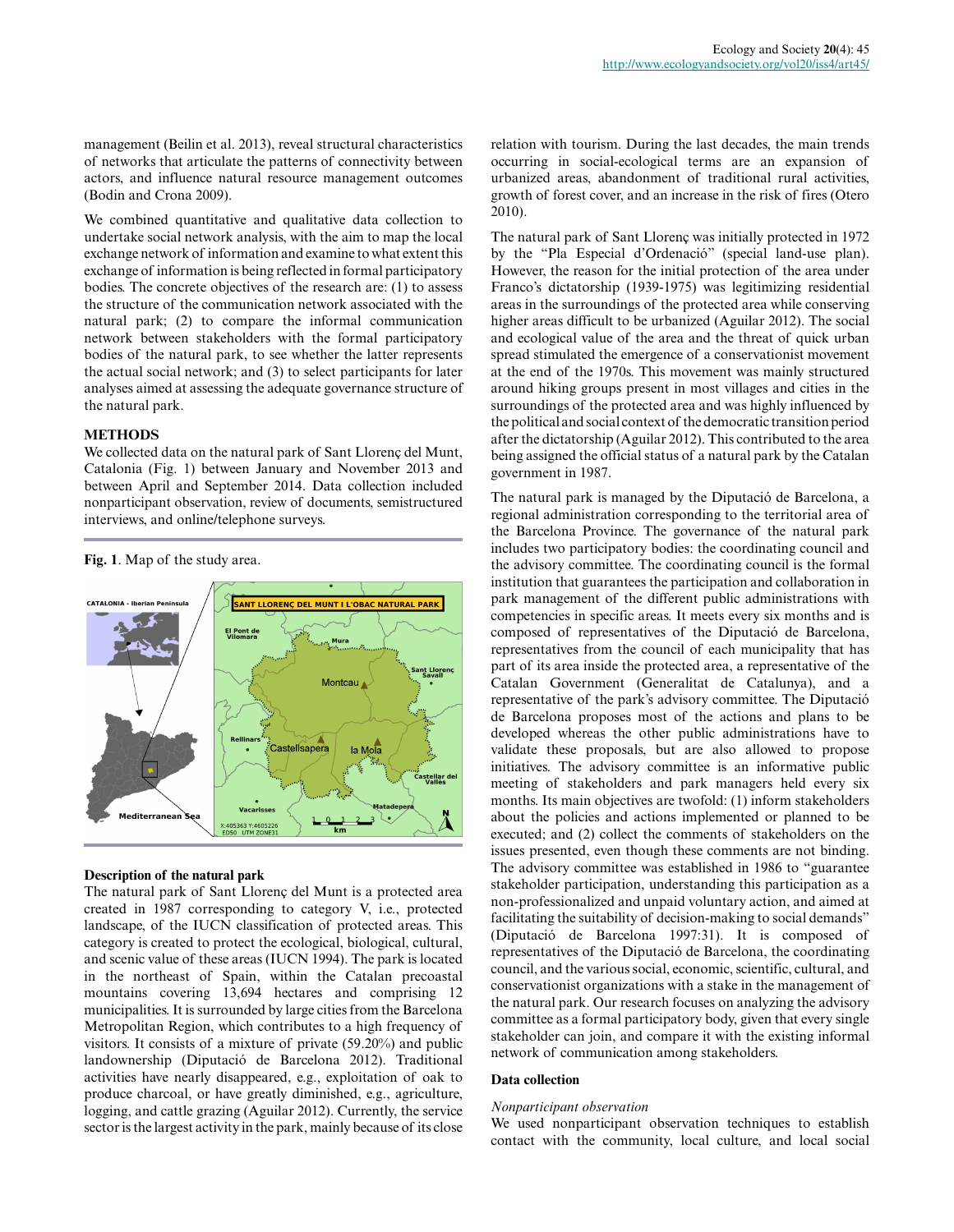management (Beilin et al. 2013), reveal structural characteristics of networks that articulate the patterns of connectivity between actors, and influence natural resource management outcomes (Bodin and Crona 2009).

We combined quantitative and qualitative data collection to undertake social network analysis, with the aim to map the local exchange network of information and examine to what extent this exchange of information is being reflected in formal participatory bodies. The concrete objectives of the research are: (1) to assess the structure of the communication network associated with the natural park; (2) to compare the informal communication network between stakeholders with the formal participatory bodies of the natural park, to see whether the latter represents the actual social network; and (3) to select participants for later analyses aimed at assessing the adequate governance structure of the natural park.

## METHODS

We collected data on the natural park of Sant Llorenç del Munt, Catalonia (Fig. 1) between January and November 2013 and between April and September 2014. Data collection included nonparticipant observation, review of documents, semistructured interviews, and online/telephone surveys.

**Fig. 1**. Map of the study area.

### Description of the natural park

The natural park of Sant Llorenç del Munt is a protected area created in 1987 corresponding to category V, i.e., protected landscape, of the IUCN classification of protected areas. This category is created to protect the ecological, biological, cultural, and scenic value of these areas (IUCN 1994). The park is located in the northeast of Spain, within the Catalan precoastal mountains covering 13,694 hectares and comprising 12 municipalities. It is surrounded by large cities from the Barcelona Metropolitan Region, which contributes to a high frequency of visitors. It consists of a mixture of private (59.20%) and public landownership (Diputació de Barcelona 2012). Traditional activities have nearly disappeared, e.g., exploitation of oak to produce charcoal, or have greatly diminished, e.g., agriculture, logging, and cattle grazing (Aguilar 2012). Currently, the service sector is the largest activity in the park, mainly because of its close relation with tourism. During the last decades, the main trends occurring in social-ecological terms are an expansion of urbanized areas, abandonment of traditional rural activities, growth of forest cover, and an increase in the risk of fires (Otero 2010).

The natural park of Sant Llorenç was initially protected in 1972 by the "Pla Especial d'Ordenació" (special land-use plan). However, the reason for the initial protection of the area under Franco's dictatorship (1939-1975) was legitimizing residential areas in the surroundings of the protected area while conserving higher areas difficult to be urbanized (Aguilar 2012). The social and ecological value of the area and the threat of quick urban spread stimulated the emergence of a conservationist movement at the end of the 1970s. This movement was mainly structured around hiking groups present in most villages and cities in the surroundings of the protected area and was highly influenced by the political and social context of the democratic transition period after the dictatorship (Aguilar 2012). This contributed to the area being assigned the official status of a natural park by the Catalan government in 1987.

The natural park is managed by the Diputació de Barcelona, a regional administration corresponding to the territorial area of the Barcelona Province. The governance of the natural park includes two participatory bodies: the coordinating council and the advisory committee. The coordinating council is the formal institution that guarantees the participation and collaboration in park management of the different public administrations with competencies in specific areas. It meets every six months and is composed of representatives of the Diputació de Barcelona, representatives from the council of each municipality that has part of its area inside the protected area, a representative of the Catalan Government (Generalitat de Catalunya), and a representative of the park's advisory committee. The Diputació de Barcelona proposes most of the actions and plans to be developed whereas the other public administrations have to validate these proposals, but are also allowed to propose initiatives. The advisory committee is an informative public meeting of stakeholders and park managers held every six months. Its main objectives are twofold: (1) inform stakeholders about the policies and actions implemented or planned to be executed; and (2) collect the comments of stakeholders on the issues presented, even though these comments are not binding. The advisory committee was established in 1986 to "guarantee stakeholder participation, understanding this participation as a non-professionalized and unpaid voluntary action, and aimed at facilitating the suitability of decision-making to social demands" (Diputació de Barcelona 1997:31). It is composed of representatives of the Diputació de Barcelona, the coordinating council, and the various social, economic, scientific, cultural, and conservationist organizations with a stake in the management of the natural park. Our research focuses on analyzing the advisory committee as a formal participatory body, given that every single stakeholder can join, and compare it with the existing informal network of communication among stakeholders.

### Data collection

*Nonparticipant observation*

We used nonparticipant observation techniques to establish contact with the community, local culture, and local social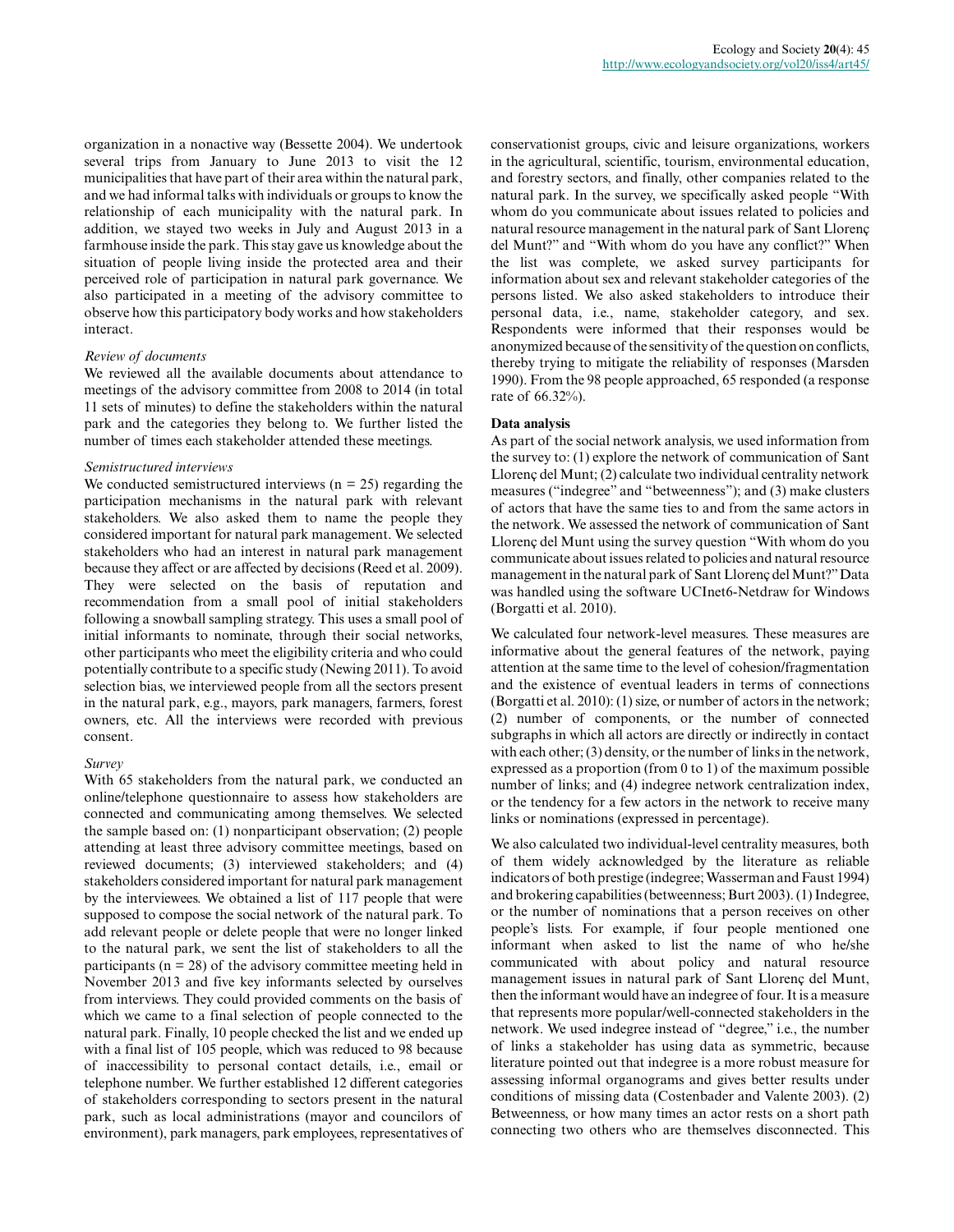organization in a nonactive way (Bessette 2004). We undertook several trips from January to June 2013 to visit the 12 municipalities that have part of their area within the natural park, and we had informal talks with individuals or groups to know the relationship of each municipality with the natural park. In addition, we stayed two weeks in July and August 2013 in a farmhouse inside the park. This stay gave us knowledge about the situation of people living inside the protected area and their perceived role of participation in natural park governance. We also participated in a meeting of the advisory committee to observe how this participatory body works and how stakeholders interact.

*Review of documents*

We reviewed all the available documents about attendance to meetings of the advisory committee from 2008 to 2014 (in total 11 sets of minutes) to define the stakeholders within the natural park and the categories they belong to. We further listed the number of times each stakeholder attended these meetings.

*Semistructured interviews*

We conducted semistructured interviews (n = 25) regarding the participation mechanisms in the natural park with relevant stakeholders. We also asked them to name the people they considered important for natural park management. We selected stakeholders who had an interest in natural park management because they affect or are affected by decisions (Reed et al. 2009). They were selected on the basis of reputation and recommendation from a small pool of initial stakeholders following a snowball sampling strategy. This uses a small pool of initial informants to nominate, through their social networks, other participants who meet the eligibility criteria and who could potentially contribute to a specific study (Newing 2011). To avoid selection bias, we interviewed people from all the sectors present in the natural park, e.g., mayors, park managers, farmers, forest owners, etc. All the interviews were recorded with previous consent.

*Survey*

With 65 stakeholders from the natural park, we conducted an online/telephone questionnaire to assess how stakeholders are connected and communicating among themselves. We selected the sample based on: (1) nonparticipant observation; (2) people attending at least three advisory committee meetings, based on reviewed documents; (3) interviewed stakeholders; and (4) stakeholders considered important for natural park management by the interviewees. We obtained a list of 117 people that were supposed to compose the social network of the natural park. To add relevant people or delete people that were no longer linked to the natural park, we sent the list of stakeholders to all the participants (n = 28) of the advisory committee meeting held in November 2013 and five key informants selected by ourselves from interviews. They could provided comments on the basis of which we came to a final selection of people connected to the natural park. Finally, 10 people checked the list and we ended up with a final list of 105 people, which was reduced to 98 because of inaccessibility to personal contact details, i.e., email or telephone number. We further established 12 different categories of stakeholders corresponding to sectors present in the natural park, such as local administrations (mayor and councilors of environment), park managers, park employees, representatives of conservationist groups, civic and leisure organizations, workers in the agricultural, scientific, tourism, environmental education, and forestry sectors, and finally, other companies related to the natural park. In the survey, we specifically asked people "With whom do you communicate about issues related to policies and natural resource management in the natural park of Sant Llorenç del Munt?" and "With whom do you have any conflict?" When the list was complete, we asked survey participants for information about sex and relevant stakeholder categories of the persons listed. We also asked stakeholders to introduce their personal data, i.e., name, stakeholder category, and sex. Respondents were informed that their responses would be anonymized because of the sensitivity of the question on conflicts, thereby trying to mitigate the reliability of responses (Marsden 1990). From the 98 people approached, 65 responded (a response rate of 66.32%).

### Data analysis

As part of the social network analysis, we used information from the survey to: (1) explore the network of communication of Sant Llorenç del Munt; (2) calculate two individual centrality network measures ("indegree" and "betweenness"); and (3) make clusters of actors that have the same ties to and from the same actors in the network. We assessed the network of communication of Sant Llorenç del Munt using the survey question "With whom do you communicate about issues related to policies and natural resource management in the natural park of Sant Llorenç del Munt?" Data was handled using the software UCInet6-Netdraw for Windows (Borgatti et al. 2010).

We calculated four network-level measures. These measures are informative about the general features of the network, paying attention at the same time to the level of cohesion/fragmentation and the existence of eventual leaders in terms of connections (Borgatti et al. 2010): (1) size, or number of actors in the network; (2) number of components, or the number of connected subgraphs in which all actors are directly or indirectly in contact with each other; (3) density, or the number of links in the network, expressed as a proportion (from 0 to 1) of the maximum possible number of links; and (4) indegree network centralization index, or the tendency for a few actors in the network to receive many links or nominations (expressed in percentage).

We also calculated two individual-level centrality measures, both of them widely acknowledged by the literature as reliable indicators of both prestige (indegree; Wasserman and Faust 1994) and brokering capabilities (betweenness; Burt 2003). (1) Indegree, or the number of nominations that a person receives on other people's lists. For example, if four people mentioned one informant when asked to list the name of who he/she communicated with about policy and natural resource management issues in natural park of Sant Llorenç del Munt, then the informant would have an indegree of four. It is a measure that represents more popular/well-connected stakeholders in the network. We used indegree instead of "degree," i.e., the number of links a stakeholder has using data as symmetric, because literature pointed out that indegree is a more robust measure for assessing informal organograms and gives better results under conditions of missing data (Costenbader and Valente 2003). (2) Betweenness, or how many times an actor rests on a short path connecting two others who are themselves disconnected. This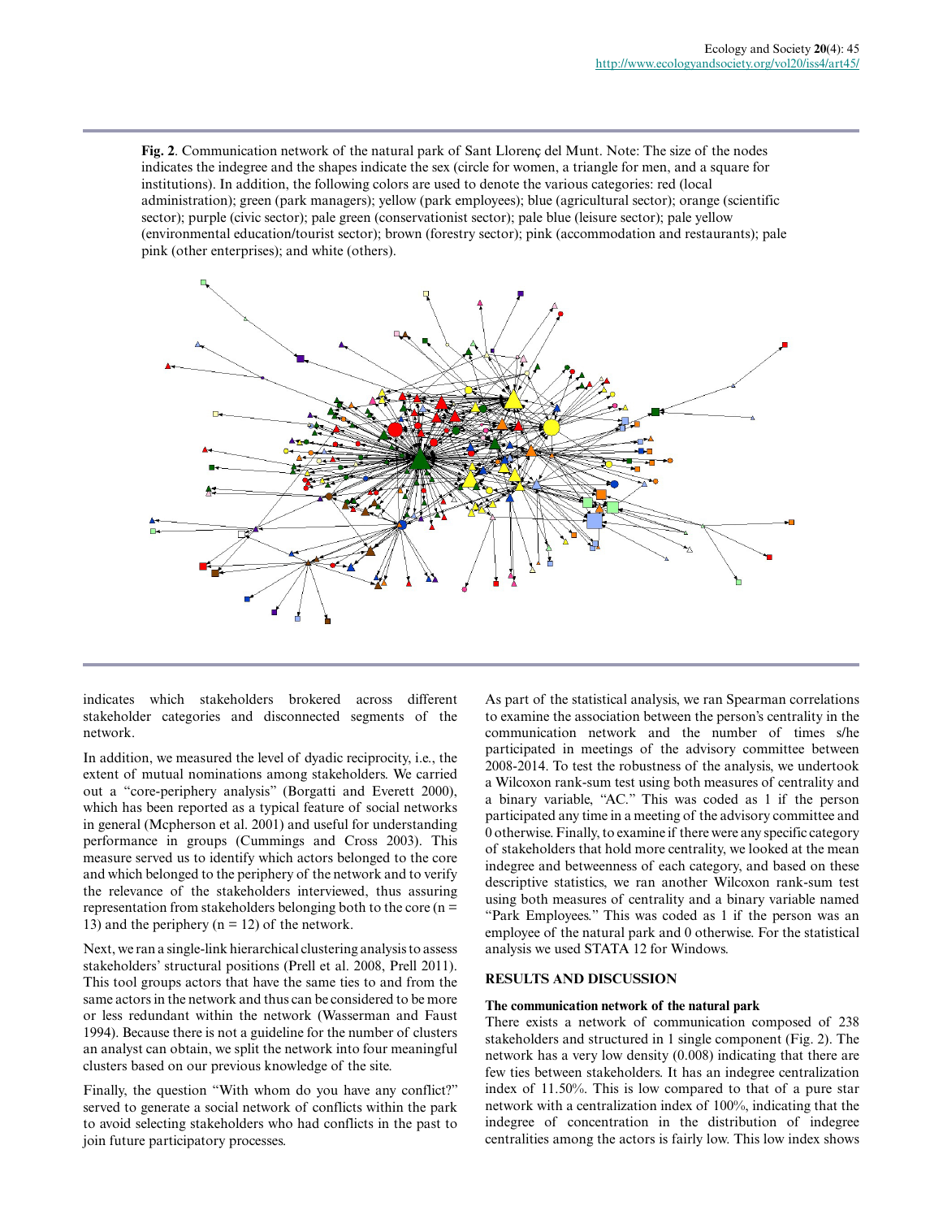**Fig. 2**. Communication network of the natural park of Sant Llorenç del Munt. Note: The size of the nodes indicates the indegree and the shapes indicate the sex (circle for women, a triangle for men, and a square for institutions). In addition, the following colors are used to denote the various categories: red (local administration); green (park managers); yellow (park employees); blue (agricultural sector); orange (scientific sector); purple (civic sector); pale green (conservationist sector); pale blue (leisure sector); pale yellow (environmental education/tourist sector); brown (forestry sector); pink (accommodation and restaurants); pale pink (other enterprises); and white (others).

indicates which stakeholders brokered across different stakeholder categories and disconnected segments of the network.

In addition, we measured the level of dyadic reciprocity, i.e., the extent of mutual nominations among stakeholders. We carried out a "core-periphery analysis" (Borgatti and Everett 2000), which has been reported as a typical feature of social networks in general (Mcpherson et al. 2001) and useful for understanding performance in groups (Cummings and Cross 2003). This measure served us to identify which actors belonged to the core and which belonged to the periphery of the network and to verify the relevance of the stakeholders interviewed, thus assuring representation from stakeholders belonging both to the core (n = 13) and the periphery (n = 12) of the network.

Next, we ran a single-link hierarchical clustering analysis to assess stakeholders' structural positions (Prell et al. 2008, Prell 2011). This tool groups actors that have the same ties to and from the same actors in the network and thus can be considered to be more or less redundant within the network (Wasserman and Faust 1994). Because there is not a guideline for the number of clusters an analyst can obtain, we split the network into four meaningful clusters based on our previous knowledge of the site.

Finally, the question "With whom do you have any conflict?" served to generate a social network of conflicts within the park to avoid selecting stakeholders who had conflicts in the past to join future participatory processes.

As part of the statistical analysis, we ran Spearman correlations to examine the association between the person's centrality in the communication network and the number of times s/he participated in meetings of the advisory committee between 2008-2014. To test the robustness of the analysis, we undertook a Wilcoxon rank-sum test using both measures of centrality and a binary variable, "AC." This was coded as 1 if the person participated any time in a meeting of the advisory committee and 0 otherwise. Finally, to examine if there were any specific category of stakeholders that hold more centrality, we looked at the mean indegree and betweenness of each category, and based on these descriptive statistics, we ran another Wilcoxon rank-sum test using both measures of centrality and a binary variable named "Park Employees." This was coded as 1 if the person was an employee of the natural park and 0 otherwise. For the statistical analysis we used STATA 12 for Windows.

## RESULTS AND DISCUSSION

### The communication network of the natural park

There exists a network of communication composed of 238 stakeholders and structured in 1 single component (Fig. 2). The network has a very low density (0.008) indicating that there are few ties between stakeholders. It has an indegree centralization index of 11.50%. This is low compared to that of a pure star network with a centralization index of 100%, indicating that the indegree of concentration in the distribution of indegree centralities among the actors is fairly low. This low index shows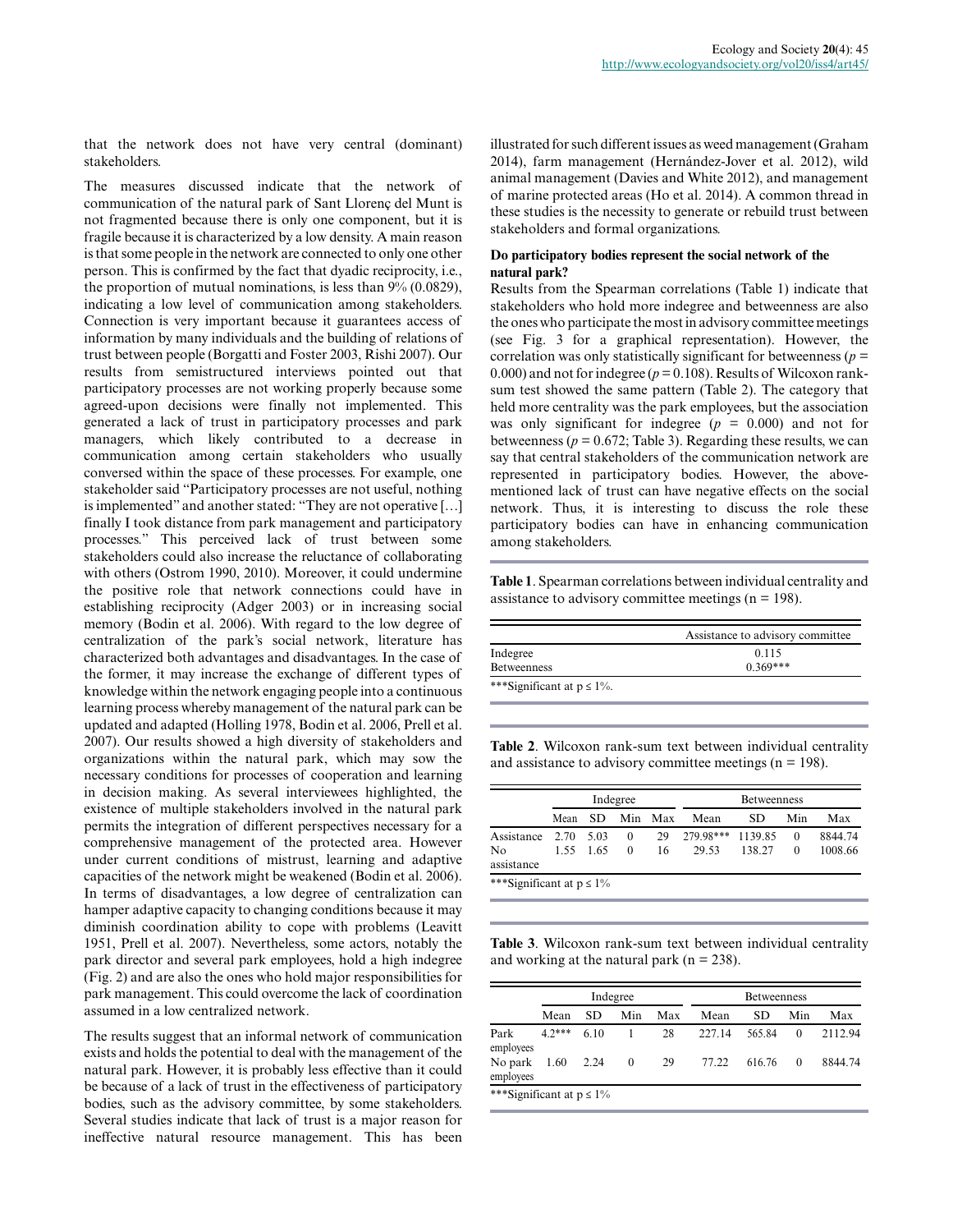that the network does not have very central (dominant) stakeholders.

The measures discussed indicate that the network of communication of the natural park of Sant Llorenç del Munt is not fragmented because there is only one component, but it is fragile because it is characterized by a low density. A main reason is that some people in the network are connected to only one other person. This is confirmed by the fact that dyadic reciprocity, i.e., the proportion of mutual nominations, is less than 9% (0.0829), indicating a low level of communication among stakeholders. Connection is very important because it guarantees access of information by many individuals and the building of relations of trust between people (Borgatti and Foster 2003, Rishi 2007). Our results from semistructured interviews pointed out that participatory processes are not working properly because some agreed-upon decisions were finally not implemented. This generated a lack of trust in participatory processes and park managers, which likely contributed to a decrease in communication among certain stakeholders who usually conversed within the space of these processes. For example, one stakeholder said "Participatory processes are not useful, nothing is implemented" and another stated: "They are not operative [...] finally I took distance from park management and participatory processes." This perceived lack of trust between some stakeholders could also increase the reluctance of collaborating with others (Ostrom 1990, 2010). Moreover, it could undermine the positive role that network connections could have in establishing reciprocity (Adger 2003) or in increasing social memory (Bodin et al. 2006). With regard to the low degree of centralization of the park's social network, literature has characterized both advantages and disadvantages. In the case of the former, it may increase the exchange of different types of knowledge within the network engaging people into a continuous learning process whereby management of the natural park can be updated and adapted (Holling 1978, Bodin et al. 2006, Prell et al. 2007). Our results showed a high diversity of stakeholders and organizations within the natural park, which may sow the necessary conditions for processes of cooperation and learning in decision making. As several interviewees highlighted, the existence of multiple stakeholders involved in the natural park permits the integration of different perspectives necessary for a comprehensive management of the protected area. However under current conditions of mistrust, learning and adaptive capacities of the network might be weakened (Bodin et al. 2006). In terms of disadvantages, a low degree of centralization can hamper adaptive capacity to changing conditions because it may diminish coordination ability to cope with problems (Leavitt 1951, Prell et al. 2007). Nevertheless, some actors, notably the park director and several park employees, hold a high indegree (Fig. 2) and are also the ones who hold major responsibilities for park management. This could overcome the lack of coordination assumed in a low centralized network.

The results suggest that an informal network of communication exists and holds the potential to deal with the management of the natural park. However, it is probably less effective than it could be because of a lack of trust in the effectiveness of participatory bodies, such as the advisory committee, by some stakeholders. Several studies indicate that lack of trust is a major reason for ineffective natural resource management. This has been illustrated for such different issues as weed management (Graham 2014), farm management (Hernández-Jover et al. 2012), wild animal management (Davies and White 2012), and management of marine protected areas (Ho et al. 2014). A common thread in these studies is the necessity to generate or rebuild trust between stakeholders and formal organizations.

**Do participatory bodies represent the social network of the natural park?**

Results from the Spearman correlations (Table 1) indicate that stakeholders who hold more indegree and betweenness are also the ones who participate the most in advisory committee meetings (see Fig. 3 for a graphical representation). However, the correlation was only statistically significant for betweenness ($p$ = 0.000) and not for indegree ($p$ = 0.108). Results of Wilcoxon rank-sum test showed the same pattern (Table 2). The category that held more centrality was the park employees, but the association was only significant for indegree ($p$ = 0.000) and not for betweenness ($p$ = 0.672; Table 3). Regarding these results, we can say that central stakeholders of the communication network are represented in participatory bodies. However, the above-mentioned lack of trust can have negative effects on the social network. Thus, it is interesting to discuss the role these participatory bodies can have in enhancing communication among stakeholders.

**Table 1**. Spearman correlations between individual centrality and assistance to advisory committee meetings (n = 198).

| | Assistance to advisory committee |
|---|---|
| Indegree | 0.115 |
| Betweenness | 0.369*** |

***Significant at p ≤ 1%.

**Table 2**. Wilcoxon rank-sum text between individual centrality and assistance to advisory committee meetings (n = 198).

| | Indegree | | | | Betweenness | | | |
|---|---|---|---|---|---|---|---|---|
| | Mean | SD | Min | Max | Mean | SD | Min | Max |
| Assistance | 2.70 | 5.03 | 0 | 29 | 279.98*** | 1139.85 | 0 | 8844.74 |
| No assistance | 1.55 | 1.65 | 0 | 16 | 29.53 | 138.27 | 0 | 1008.66 |

***Significant at p ≤ 1%

**Table 3**. Wilcoxon rank-sum text between individual centrality and working at the natural park (n = 238).

| | Indegree | | | | Betweenness | | | |
|---|---|---|---|---|---|---|---|---|
| | Mean | SD | Min | Max | Mean | SD | Min | Max |
| Park employees | 4.2*** | 6.10 | 1 | 28 | 227.14 | 565.84 | 0 | 2112.94 |
| No park employees | 1.60 | 2.24 | 0 | 29 | 77.22 | 616.76 | 0 | 8844.74 |

***Significant at p ≤ 1%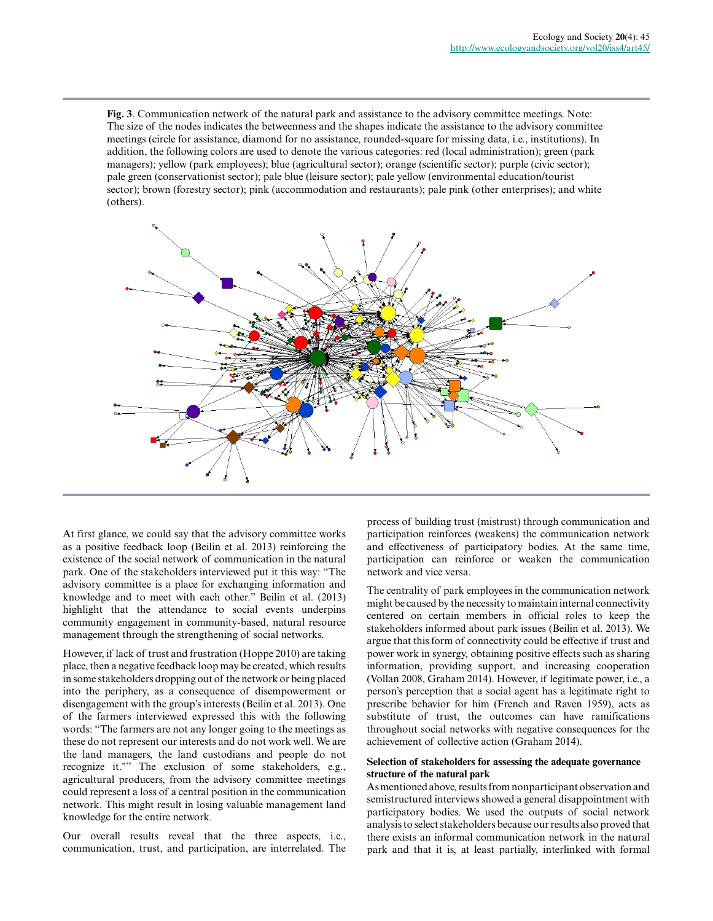**Fig. 3**. Communication network of the natural park and assistance to the advisory committee meetings. Note: The size of the nodes indicates the betweenness and the shapes indicate the assistance to the advisory committee meetings (circle for assistance, diamond for no assistance, rounded-square for missing data, i.e., institutions). In addition, the following colors are used to denote the various categories: red (local administration); green (park managers); yellow (park employees); blue (agricultural sector); orange (scientific sector); purple (civic sector); pale green (conservationist sector); pale blue (leisure sector); pale yellow (environmental education/tourist sector); brown (forestry sector); pink (accommodation and restaurants); pale pink (other enterprises); and white (others).

At first glance, we could say that the advisory committee works as a positive feedback loop (Beilin et al. 2013) reinforcing the existence of the social network of communication in the natural park. One of the stakeholders interviewed put it this way: "The advisory committee is a place for exchanging information and knowledge and to meet with each other." Beilin et al. (2013) highlight that the attendance to social events underpins community engagement in community-based, natural resource management through the strengthening of social networks.

However, if lack of trust and frustration (Hoppe 2010) are taking place, then a negative feedback loop may be created, which results in some stakeholders dropping out of the network or being placed into the periphery, as a consequence of disempowerment or disengagement with the group's interests (Beilin et al. 2013). One of the farmers interviewed expressed this with the following words: "The farmers are not any longer going to the meetings as these do not represent our interests and do not work well. We are the land managers, the land custodians and people do not recognize it."" The exclusion of some stakeholders, e.g., agricultural producers, from the advisory committee meetings could represent a loss of a central position in the communication network. This might result in losing valuable management land knowledge for the entire network.

Our overall results reveal that the three aspects, i.e., communication, trust, and participation, are interrelated. The process of building trust (mistrust) through communication and participation reinforces (weakens) the communication network and effectiveness of participatory bodies. At the same time, participation can reinforce or weaken the communication network and vice versa.

The centrality of park employees in the communication network might be caused by the necessity to maintain internal connectivity centered on certain members in official roles to keep the stakeholders informed about park issues (Beilin et al. 2013). We argue that this form of connectivity could be effective if trust and power work in synergy, obtaining positive effects such as sharing information, providing support, and increasing cooperation (Vollan 2008, Graham 2014). However, if legitimate power, i.e., a person's perception that a social agent has a legitimate right to prescribe behavior for him (French and Raven 1959), acts as substitute of trust, the outcomes can have ramifications throughout social networks with negative consequences for the achievement of collective action (Graham 2014).

### Selection of stakeholders for assessing the adequate governance structure of the natural park

As mentioned above, results from nonparticipant observation and semistructured interviews showed a general disappointment with participatory bodies. We used the outputs of social network analysis to select stakeholders because our results also proved that there exists an informal communication network in the natural park and that it is, at least partially, interlinked with formal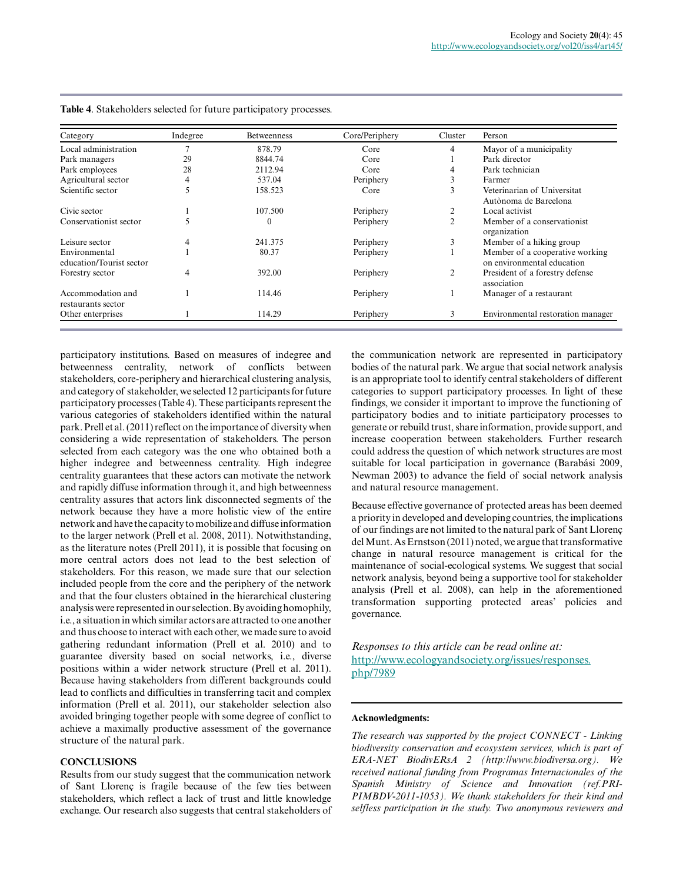**Table 4**. Stakeholders selected for future participatory processes.

| Category | Indegree | Betweenness | Core/Periphery | Cluster | Person |
|---|---|---|---|---|---|
| Local administration | 7 | 878.79 | Core | 4 | Mayor of a municipality |
| Park managers | 29 | 8844.74 | Core | 1 | Park director |
| Park employees | 28 | 2112.94 | Core | 4 | Park technician |
| Agricultural sector | 4 | 537.04 | Periphery | 3 | Farmer |
| Scientific sector | 5 | 158.523 | Core | 3 | Veterinarian of Universitat Autònoma de Barcelona |
| Civic sector | 1 | 107.500 | Periphery | 2 | Local activist |
| Conservationist sector | 5 | 0 | Periphery | 2 | Member of a conservationist organization |
| Leisure sector | 4 | 241.375 | Periphery | 3 | Member of a hiking group |
| Environmental education/Tourist sector | 1 | 80.37 | Periphery | 1 | Member of a cooperative working on environmental education |
| Forestry sector | 4 | 392.00 | Periphery | 2 | President of a forestry defense association |
| Accommodation and restaurants sector | 1 | 114.46 | Periphery | 1 | Manager of a restaurant |
| Other enterprises | 1 | 114.29 | Periphery | 3 | Environmental restoration manager |

participatory institutions. Based on measures of indegree and betweenness centrality, network of conflicts between stakeholders, core-periphery and hierarchical clustering analysis, and category of stakeholder, we selected 12 participants for future participatory processes (Table 4). These participants represent the various categories of stakeholders identified within the natural park. Prell et al. (2011) reflect on the importance of diversity when considering a wide representation of stakeholders. The person selected from each category was the one who obtained both a higher indegree and betweenness centrality. High indegree centrality guarantees that these actors can motivate the network and rapidly diffuse information through it, and high betweenness centrality assures that actors link disconnected segments of the network because they have a more holistic view of the entire network and have the capacity to mobilize and diffuse information to the larger network (Prell et al. 2008, 2011). Notwithstanding, as the literature notes (Prell 2011), it is possible that focusing on more central actors does not lead to the best selection of stakeholders. For this reason, we made sure that our selection included people from the core and the periphery of the network and that the four clusters obtained in the hierarchical clustering analysis were represented in our selection. By avoiding homophily, i.e., a situation in which similar actors are attracted to one another and thus choose to interact with each other, we made sure to avoid gathering redundant information (Prell et al. 2010) and to guarantee diversity based on social networks, i.e., diverse positions within a wider network structure (Prell et al. 2011). Because having stakeholders from different backgrounds could lead to conflicts and difficulties in transferring tacit and complex information (Prell et al. 2011), our stakeholder selection also avoided bringing together people with some degree of conflict to achieve a maximally productive assessment of the governance structure of the natural park.

## CONCLUSIONS

Results from our study suggest that the communication network of Sant Llorenç is fragile because of the few ties between stakeholders, which reflect a lack of trust and little knowledge exchange. Our research also suggests that central stakeholders of the communication network are represented in participatory bodies of the natural park. We argue that social network analysis is an appropriate tool to identify central stakeholders of different categories to support participatory processes. In light of these findings, we consider it important to improve the functioning of participatory bodies and to initiate participatory processes to generate or rebuild trust, share information, provide support, and increase cooperation between stakeholders. Further research could address the question of which network structures are most suitable for local participation in governance (Barabási 2009, Newman 2003) to advance the field of social network analysis and natural resource management.

Because effective governance of protected areas has been deemed a priority in developed and developing countries, the implications of our findings are not limited to the natural park of Sant Llorenç del Munt. As Ernstson (2011) noted, we argue that transformative change in natural resource management is critical for the maintenance of social-ecological systems. We suggest that social network analysis, beyond being a supportive tool for stakeholder analysis (Prell et al. 2008), can help in the aforementioned transformation supporting protected areas' policies and governance.

*Responses to this article can be read online at:*
http://www.ecologyandsociety.org/issues/responses.php/7989

**Acknowledgments:**

*The research was supported by the project CONNECT - Linking biodiversity conservation and ecosystem services, which is part of ERA-NET BiodivERsA 2 (http://www.biodiversa.org). We received national funding from Programas Internacionales of the Spanish Ministry of Science and Innovation (ref.PRI-PIMBDV-2011-1053). We thank stakeholders for their kind and selfless participation in the study. Two anonymous reviewers and*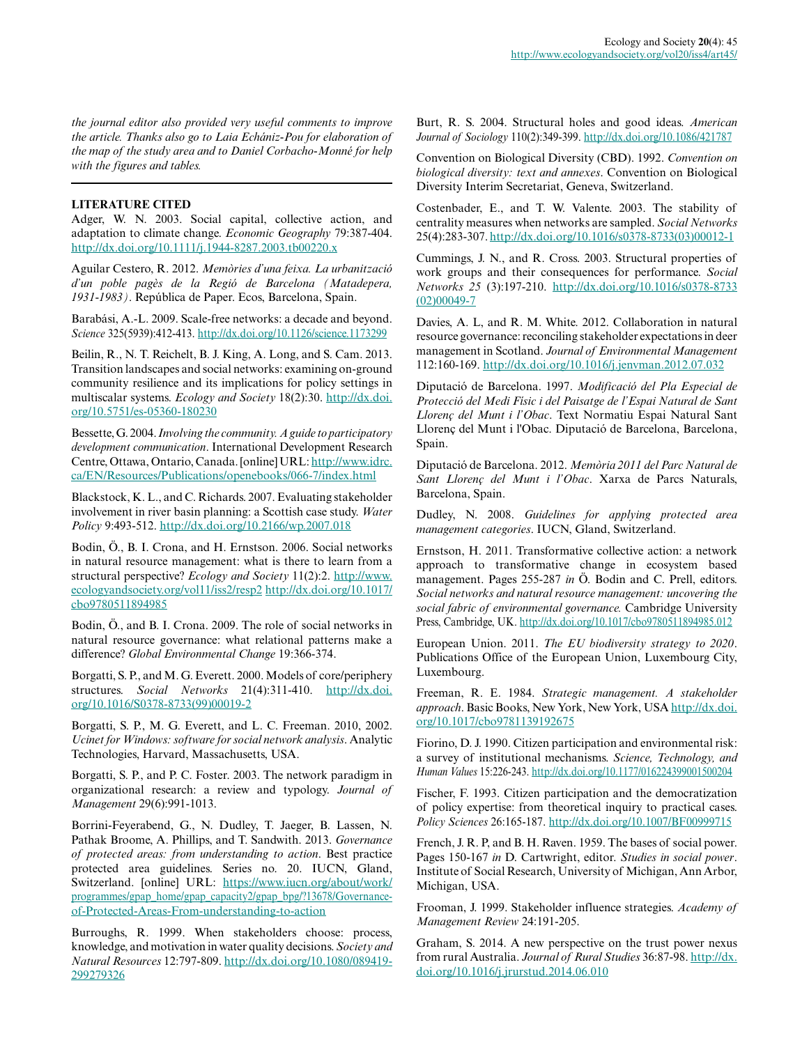*the journal editor also provided very useful comments to improve the article. Thanks also go to Laia Echániz-Pou for elaboration of the map of the study area and to Daniel Corbacho-Monné for help with the figures and tables.*

## LITERATURE CITED

Adger, W. N. 2003. Social capital, collective action, and adaptation to climate change. *Economic Geography* 79:387-404. http://dx.doi.org/10.1111/j.1944-8287.2003.tb00220.x

Aguilar Cestero, R. 2012. *Memòries d'una feixa. La urbanització d'un poble pagès de la Regió de Barcelona (Matadepera, 1931-1983)*. República de Paper. Ecos, Barcelona, Spain.

Barabási, A.-L. 2009. Scale-free networks: a decade and beyond. *Science* 325(5939):412-413. http://dx.doi.org/10.1126/science.1173299

Beilin, R., N. T. Reichelt, B. J. King, A. Long, and S. Cam. 2013. Transition landscapes and social networks: examining on-ground community resilience and its implications for policy settings in multiscalar systems. *Ecology and Society* 18(2):30. http://dx.doi.org/10.5751/es-05360-180230

Bessette, G. 2004. *Involving the community. A guide to participatory development communication*. International Development Research Centre, Ottawa, Ontario, Canada. [online] URL: http://www.idrc.ca/EN/Resources/Publications/openebooks/066-7/index.html

Blackstock, K. L., and C. Richards. 2007. Evaluating stakeholder involvement in river basin planning: a Scottish case study. *Water Policy* 9:493-512. http://dx.doi.org/10.2166/wp.2007.018

Bodin, Ö., B. I. Crona, and H. Ernstson. 2006. Social networks in natural resource management: what is there to learn from a structural perspective? *Ecology and Society* 11(2):2. http://www.ecologyandsociety.org/vol11/iss2/resp2 http://dx.doi.org/10.1017/cbo9780511894985

Bodin, Ö., and B. I. Crona. 2009. The role of social networks in natural resource governance: what relational patterns make a difference? *Global Environmental Change* 19:366-374.

Borgatti, S. P., and M. G. Everett. 2000. Models of core/periphery structures. *Social Networks* 21(4):311-410. http://dx.doi.org/10.1016/S0378-8733(99)00019-2

Borgatti, S. P., M. G. Everett, and L. C. Freeman. 2010, 2002. *Ucinet for Windows: software for social network analysis*. Analytic Technologies, Harvard, Massachusetts, USA.

Borgatti, S. P., and P. C. Foster. 2003. The network paradigm in organizational research: a review and typology. *Journal of Management* 29(6):991-1013.

Borrini-Feyerabend, G., N. Dudley, T. Jaeger, B. Lassen, N. Pathak Broome, A. Phillips, and T. Sandwith. 2013. *Governance of protected areas: from understanding to action*. Best practice protected area guidelines. Series no. 20. IUCN, Gland, Switzerland. [online] URL: https://www.iucn.org/about/work/programmes/gpap_home/gpap_capacity2/gpap_bpg/?13678/Governance-of-Protected-Areas-From-understanding-to-action

Burroughs, R. 1999. When stakeholders choose: process, knowledge, and motivation in water quality decisions. *Society and Natural Resources* 12:797-809. http://dx.doi.org/10.1080/089419299279326

Burt, R. S. 2004. Structural holes and good ideas. *American Journal of Sociology* 110(2):349-399. http://dx.doi.org/10.1086/421787

Convention on Biological Diversity (CBD). 1992. *Convention on biological diversity: text and annexes*. Convention on Biological Diversity Interim Secretariat, Geneva, Switzerland.

Costenbader, E., and T. W. Valente. 2003. The stability of centrality measures when networks are sampled. *Social Networks* 25(4):283-307. http://dx.doi.org/10.1016/s0378-8733(03)00012-1

Cummings, J. N., and R. Cross. 2003. Structural properties of work groups and their consequences for performance. *Social Networks 25* (3):197-210. http://dx.doi.org/10.1016/s0378-8733(02)00049-7

Davies, A. L, and R. M. White. 2012. Collaboration in natural resource governance: reconciling stakeholder expectations in deer management in Scotland. *Journal of Environmental Management* 112:160-169. http://dx.doi.org/10.1016/j.jenvman.2012.07.032

Diputació de Barcelona. 1997. *Modificació del Pla Especial de Protecció del Medi Físic i del Paisatge de l'Espai Natural de Sant Llorenç del Munt i l'Obac*. Text Normatiu Espai Natural Sant Llorenç del Munt i l'Obac. Diputació de Barcelona, Barcelona, Spain.

Diputació de Barcelona. 2012. *Memòria 2011 del Parc Natural de Sant Llorenç del Munt i l'Obac*. Xarxa de Parcs Naturals, Barcelona, Spain.

Dudley, N. 2008. *Guidelines for applying protected area management categories*. IUCN, Gland, Switzerland.

Ernstson, H. 2011. Transformative collective action: a network approach to transformative change in ecosystem based management. Pages 255-287 *in* Ö. Bodin and C. Prell, editors. *Social networks and natural resource management: uncovering the social fabric of environmental governance.* Cambridge University Press, Cambridge, UK. http://dx.doi.org/10.1017/cbo9780511894985.012

European Union. 2011. *The EU biodiversity strategy to 2020*. Publications Office of the European Union, Luxembourg City, Luxembourg.

Freeman, R. E. 1984. *Strategic management. A stakeholder approach*. Basic Books, New York, New York, USA http://dx.doi.org/10.1017/cbo9781139192675

Fiorino, D. J. 1990. Citizen participation and environmental risk: a survey of institutional mechanisms. *Science, Technology, and Human Values* 15:226-243. http://dx.doi.org/10.1177/016224399001500204

Fischer, F. 1993. Citizen participation and the democratization of policy expertise: from theoretical inquiry to practical cases. *Policy Sciences* 26:165-187. http://dx.doi.org/10.1007/BF00999715

French, J. R. P, and B. H. Raven. 1959. The bases of social power. Pages 150-167 *in* D. Cartwright, editor. *Studies in social power*. Institute of Social Research, University of Michigan, Ann Arbor, Michigan, USA.

Frooman, J. 1999. Stakeholder influence strategies. *Academy of Management Review* 24:191-205.

Graham, S. 2014. A new perspective on the trust power nexus from rural Australia. *Journal of Rural Studies* 36:87-98. http://dx.doi.org/10.1016/j.jrurstud.2014.06.010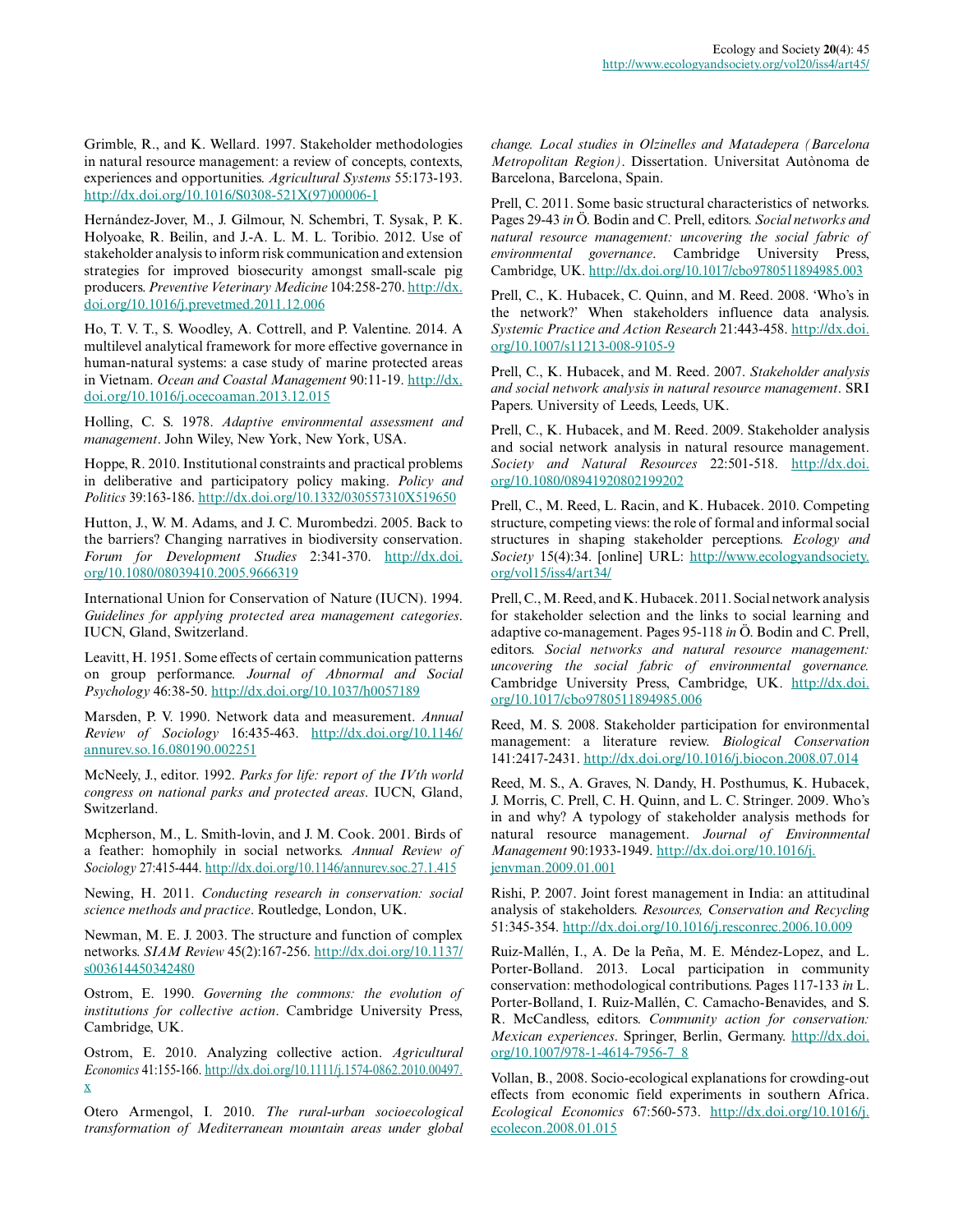Grimble, R., and K. Wellard. 1997. Stakeholder methodologies in natural resource management: a review of concepts, contexts, experiences and opportunities. *Agricultural Systems* 55:173-193. http://dx.doi.org/10.1016/S0308-521X(97)00006-1

Hernández-Jover, M., J. Gilmour, N. Schembri, T. Sysak, P. K. Holyoake, R. Beilin, and J.-A. L. M. L. Toribio. 2012. Use of stakeholder analysis to inform risk communication and extension strategies for improved biosecurity amongst small-scale pig producers. *Preventive Veterinary Medicine* 104:258-270. http://dx.doi.org/10.1016/j.prevetmed.2011.12.006

Ho, T. V. T., S. Woodley, A. Cottrell, and P. Valentine. 2014. A multilevel analytical framework for more effective governance in human-natural systems: a case study of marine protected areas in Vietnam. *Ocean and Coastal Management* 90:11-19. http://dx.doi.org/10.1016/j.ocecoaman.2013.12.015

Holling, C. S. 1978. *Adaptive environmental assessment and management*. John Wiley, New York, New York, USA.

Hoppe, R. 2010. Institutional constraints and practical problems in deliberative and participatory policy making. *Policy and Politics* 39:163-186. http://dx.doi.org/10.1332/030557310X519650

Hutton, J., W. M. Adams, and J. C. Murombedzi. 2005. Back to the barriers? Changing narratives in biodiversity conservation. *Forum for Development Studies* 2:341-370. http://dx.doi.org/10.1080/08039410.2005.9666319

International Union for Conservation of Nature (IUCN). 1994. *Guidelines for applying protected area management categories*. IUCN, Gland, Switzerland.

Leavitt, H. 1951. Some effects of certain communication patterns on group performance. *Journal of Abnormal and Social Psychology* 46:38-50. http://dx.doi.org/10.1037/h0057189

Marsden, P. V. 1990. Network data and measurement. *Annual Review of Sociology* 16:435-463. http://dx.doi.org/10.1146/annurev.so.16.080190.002251

McNeely, J., editor. 1992. *Parks for life: report of the IVth world congress on national parks and protected areas*. IUCN, Gland, Switzerland.

Mcpherson, M., L. Smith-lovin, and J. M. Cook. 2001. Birds of a feather: homophily in social networks. *Annual Review of Sociology* 27:415-444. http://dx.doi.org/10.1146/annurev.soc.27.1.415

Newing, H. 2011. *Conducting research in conservation: social science methods and practice*. Routledge, London, UK.

Newman, M. E. J. 2003. The structure and function of complex networks. *SIAM Review* 45(2):167-256. http://dx.doi.org/10.1137/s003614450342480

Ostrom, E. 1990. *Governing the commons: the evolution of institutions for collective action*. Cambridge University Press, Cambridge, UK.

Ostrom, E. 2010. Analyzing collective action. *Agricultural Economics* 41:155-166. http://dx.doi.org/10.1111/j.1574-0862.2010.00497.x

Otero Armengol, I. 2010. *The rural-urban socioecological transformation of Mediterranean mountain areas under global change. Local studies in Olzinelles and Matadepera (Barcelona Metropolitan Region)*. Dissertation. Universitat Autònoma de Barcelona, Barcelona, Spain.

Prell, C. 2011. Some basic structural characteristics of networks. Pages 29-43 *in* Ö. Bodin and C. Prell, editors. *Social networks and natural resource management: uncovering the social fabric of environmental governance*. Cambridge University Press, Cambridge, UK. http://dx.doi.org/10.1017/cbo9780511894985.003

Prell, C., K. Hubacek, C. Quinn, and M. Reed. 2008. 'Who's in the network?' When stakeholders influence data analysis. *Systemic Practice and Action Research* 21:443-458. http://dx.doi.org/10.1007/s11213-008-9105-9

Prell, C., K. Hubacek, and M. Reed. 2007. *Stakeholder analysis and social network analysis in natural resource management*. SRI Papers. University of Leeds, Leeds, UK.

Prell, C., K. Hubacek, and M. Reed. 2009. Stakeholder analysis and social network analysis in natural resource management. *Society and Natural Resources* 22:501-518. http://dx.doi.org/10.1080/08941920802199202

Prell, C., M. Reed, L. Racin, and K. Hubacek. 2010. Competing structure, competing views: the role of formal and informal social structures in shaping stakeholder perceptions. *Ecology and Society* 15(4):34. [online] URL: http://www.ecologyandsociety.org/vol15/iss4/art34/

Prell, C., M. Reed, and K. Hubacek. 2011. Social network analysis for stakeholder selection and the links to social learning and adaptive co-management. Pages 95-118 *in* Ö. Bodin and C. Prell, editors. *Social networks and natural resource management: uncovering the social fabric of environmental governance.* Cambridge University Press, Cambridge, UK. http://dx.doi.org/10.1017/cbo9780511894985.006

Reed, M. S. 2008. Stakeholder participation for environmental management: a literature review. *Biological Conservation* 141:2417-2431. http://dx.doi.org/10.1016/j.biocon.2008.07.014

Reed, M. S., A. Graves, N. Dandy, H. Posthumus, K. Hubacek, J. Morris, C. Prell, C. H. Quinn, and L. C. Stringer. 2009. Who's in and why? A typology of stakeholder analysis methods for natural resource management. *Journal of Environmental Management* 90:1933-1949. http://dx.doi.org/10.1016/j.jenvman.2009.01.001

Rishi, P. 2007. Joint forest management in India: an attitudinal analysis of stakeholders. *Resources, Conservation and Recycling* 51:345-354. http://dx.doi.org/10.1016/j.resconrec.2006.10.009

Ruiz-Mallén, I., A. De la Peña, M. E. Méndez-Lopez, and L. Porter-Bolland. 2013. Local participation in community conservation: methodological contributions. Pages 117-133 *in* L. Porter-Bolland, I. Ruiz-Mallén, C. Camacho-Benavides, and S. R. McCandless, editors. *Community action for conservation: Mexican experiences*. Springer, Berlin, Germany. http://dx.doi.org/10.1007/978-1-4614-7956-7_8

Vollan, B., 2008. Socio-ecological explanations for crowding-out effects from economic field experiments in southern Africa. *Ecological Economics* 67:560-573. http://dx.doi.org/10.1016/j.ecolecon.2008.01.015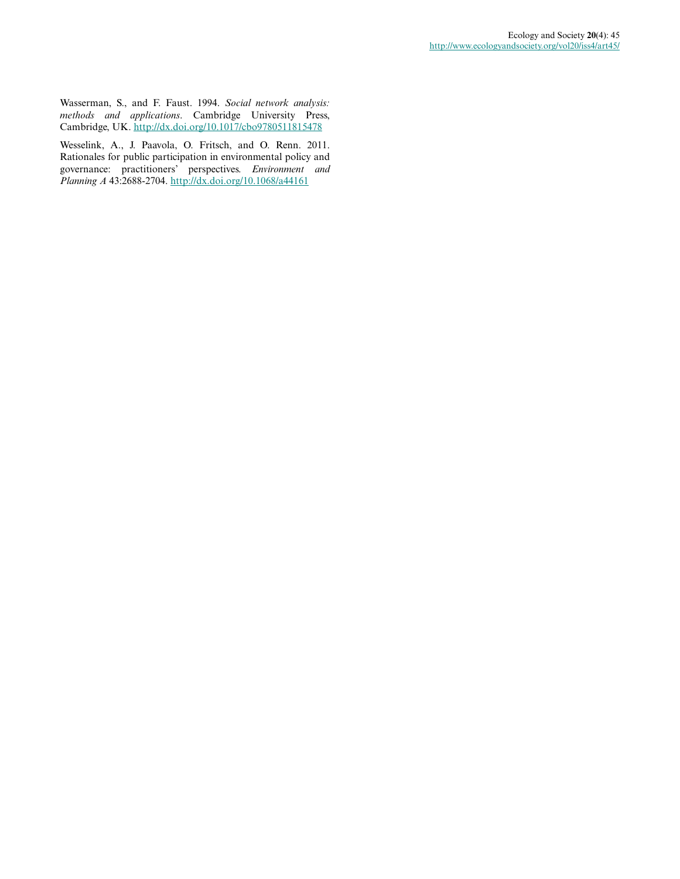Wasserman, S., and F. Faust. 1994. *Social network analysis: methods and applications*. Cambridge University Press, Cambridge, UK. http://dx.doi.org/10.1017/cbo9780511815478

Wesselink, A., J. Paavola, O. Fritsch, and O. Renn. 2011. Rationales for public participation in environmental policy and governance: practitioners' perspectives. *Environment and Planning A* 43:2688-2704. http://dx.doi.org/10.1068/a44161